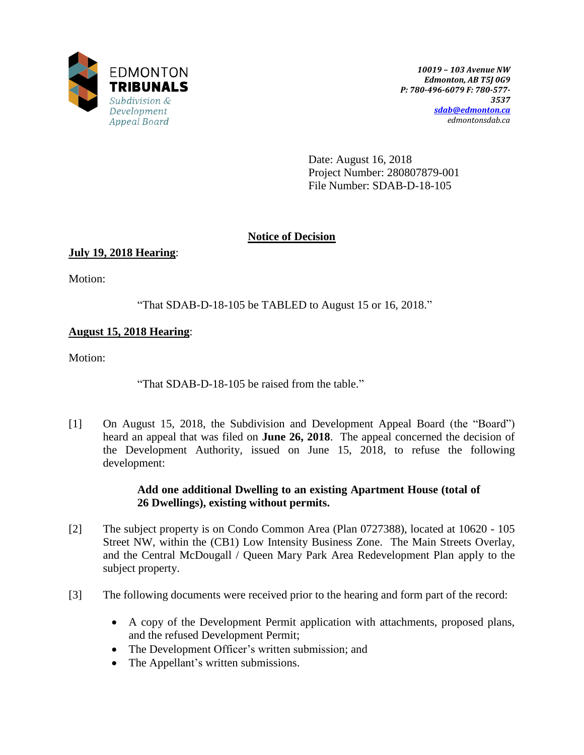EDMONTON
**TRIBUNALS**
*Subdivision & Development Appeal Board*

*10019 – 103 Avenue NW*
*Edmonton, AB T5J 0G9*
*P: 780-496-6079 F: 780-577-3537*
*sdab@edmonton.ca*
*edmontonsdab.ca*

Date: August 16, 2018
Project Number: 280807879-001
File Number: SDAB-D-18-105

## Notice of Decision

**July 19, 2018 Hearing**:

Motion:

"That SDAB-D-18-105 be TABLED to August 15 or 16, 2018."

**August 15, 2018 Hearing**:

Motion:

"That SDAB-D-18-105 be raised from the table."

[1] On August 15, 2018, the Subdivision and Development Appeal Board (the "Board") heard an appeal that was filed on **June 26, 2018**. The appeal concerned the decision of the Development Authority, issued on June 15, 2018, to refuse the following development:

**Add one additional Dwelling to an existing Apartment House (total of 26 Dwellings), existing without permits.**

[2] The subject property is on Condo Common Area (Plan 0727388), located at 10620 - 105 Street NW, within the (CB1) Low Intensity Business Zone. The Main Streets Overlay, and the Central McDougall / Queen Mary Park Area Redevelopment Plan apply to the subject property.

[3] The following documents were received prior to the hearing and form part of the record:

- A copy of the Development Permit application with attachments, proposed plans, and the refused Development Permit;
- The Development Officer's written submission; and
- The Appellant's written submissions.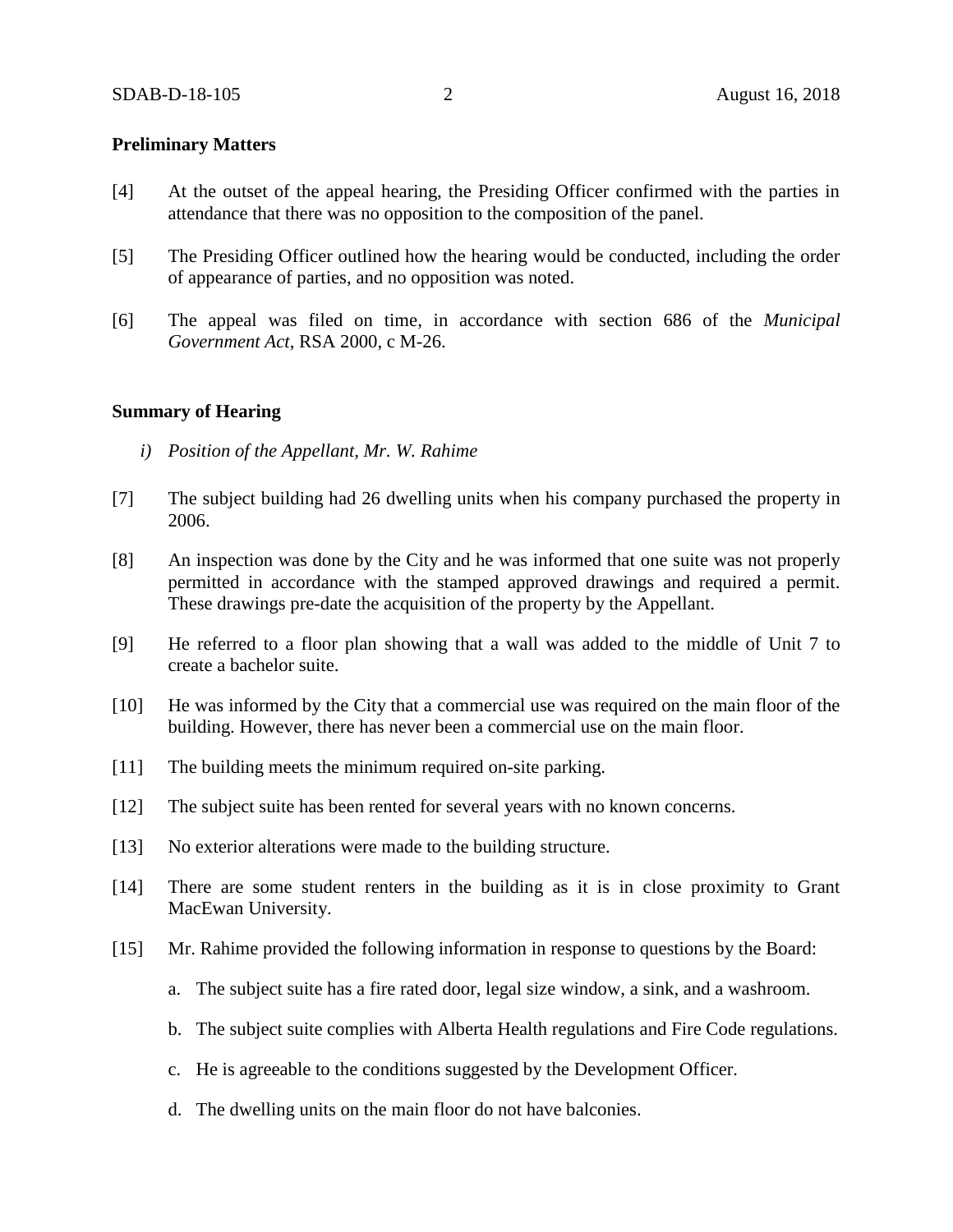**Preliminary Matters**

[4] At the outset of the appeal hearing, the Presiding Officer confirmed with the parties in attendance that there was no opposition to the composition of the panel.

[5] The Presiding Officer outlined how the hearing would be conducted, including the order of appearance of parties, and no opposition was noted.

[6] The appeal was filed on time, in accordance with section 686 of the *Municipal Government Act*, RSA 2000, c M-26.

**Summary of Hearing**

*i) Position of the Appellant, Mr. W. Rahime*

[7] The subject building had 26 dwelling units when his company purchased the property in 2006.

[8] An inspection was done by the City and he was informed that one suite was not properly permitted in accordance with the stamped approved drawings and required a permit. These drawings pre-date the acquisition of the property by the Appellant.

[9] He referred to a floor plan showing that a wall was added to the middle of Unit 7 to create a bachelor suite.

[10] He was informed by the City that a commercial use was required on the main floor of the building. However, there has never been a commercial use on the main floor.

[11] The building meets the minimum required on-site parking.

[12] The subject suite has been rented for several years with no known concerns.

[13] No exterior alterations were made to the building structure.

[14] There are some student renters in the building as it is in close proximity to Grant MacEwan University.

[15] Mr. Rahime provided the following information in response to questions by the Board:

a. The subject suite has a fire rated door, legal size window, a sink, and a washroom.

b. The subject suite complies with Alberta Health regulations and Fire Code regulations.

c. He is agreeable to the conditions suggested by the Development Officer.

d. The dwelling units on the main floor do not have balconies.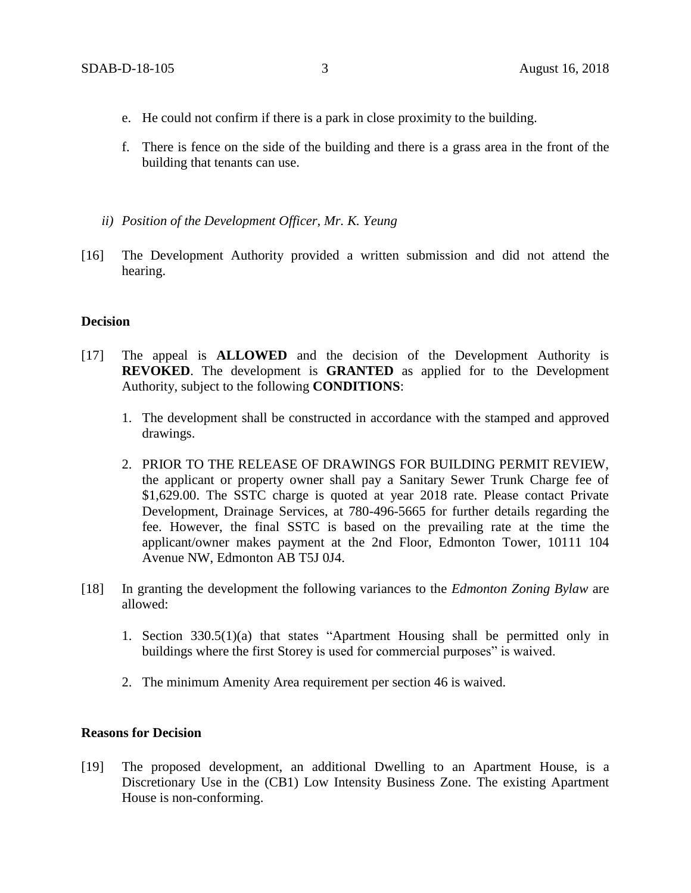e. He could not confirm if there is a park in close proximity to the building.

f. There is fence on the side of the building and there is a grass area in the front of the building that tenants can use.

*ii) Position of the Development Officer, Mr. K. Yeung*

[16] The Development Authority provided a written submission and did not attend the hearing.

**Decision**

[17] The appeal is **ALLOWED** and the decision of the Development Authority is **REVOKED**. The development is **GRANTED** as applied for to the Development Authority, subject to the following **CONDITIONS**:

1. The development shall be constructed in accordance with the stamped and approved drawings.

2. PRIOR TO THE RELEASE OF DRAWINGS FOR BUILDING PERMIT REVIEW, the applicant or property owner shall pay a Sanitary Sewer Trunk Charge fee of $1,629.00. The SSTC charge is quoted at year 2018 rate. Please contact Private Development, Drainage Services, at 780-496-5665 for further details regarding the fee. However, the final SSTC is based on the prevailing rate at the time the applicant/owner makes payment at the 2nd Floor, Edmonton Tower, 10111 104 Avenue NW, Edmonton AB T5J 0J4.

[18] In granting the development the following variances to the *Edmonton Zoning Bylaw* are allowed:

1. Section 330.5(1)(a) that states "Apartment Housing shall be permitted only in buildings where the first Storey is used for commercial purposes" is waived.

2. The minimum Amenity Area requirement per section 46 is waived.

**Reasons for Decision**

[19] The proposed development, an additional Dwelling to an Apartment House, is a Discretionary Use in the (CB1) Low Intensity Business Zone. The existing Apartment House is non-conforming.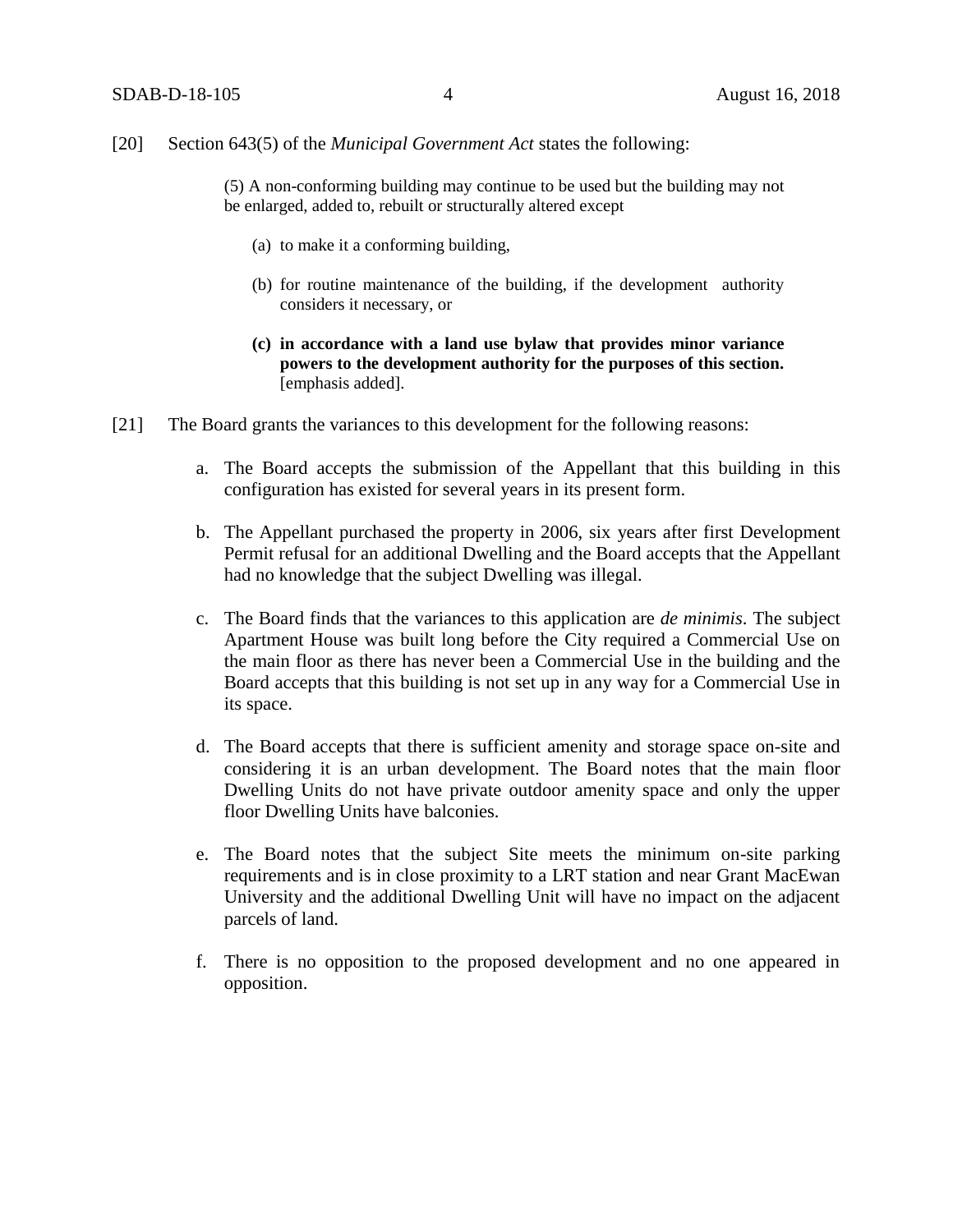[20] Section 643(5) of the *Municipal Government Act* states the following:

> (5) A non-conforming building may continue to be used but the building may not be enlarged, added to, rebuilt or structurally altered except
>
> (a) to make it a conforming building,
>
> (b) for routine maintenance of the building, if the development authority considers it necessary, or
>
> **(c) in accordance with a land use bylaw that provides minor variance powers to the development authority for the purposes of this section.** [emphasis added].

[21] The Board grants the variances to this development for the following reasons:

a. The Board accepts the submission of the Appellant that this building in this configuration has existed for several years in its present form.

b. The Appellant purchased the property in 2006, six years after first Development Permit refusal for an additional Dwelling and the Board accepts that the Appellant had no knowledge that the subject Dwelling was illegal.

c. The Board finds that the variances to this application are *de minimis*. The subject Apartment House was built long before the City required a Commercial Use on the main floor as there has never been a Commercial Use in the building and the Board accepts that this building is not set up in any way for a Commercial Use in its space.

d. The Board accepts that there is sufficient amenity and storage space on-site and considering it is an urban development. The Board notes that the main floor Dwelling Units do not have private outdoor amenity space and only the upper floor Dwelling Units have balconies.

e. The Board notes that the subject Site meets the minimum on-site parking requirements and is in close proximity to a LRT station and near Grant MacEwan University and the additional Dwelling Unit will have no impact on the adjacent parcels of land.

f. There is no opposition to the proposed development and no one appeared in opposition.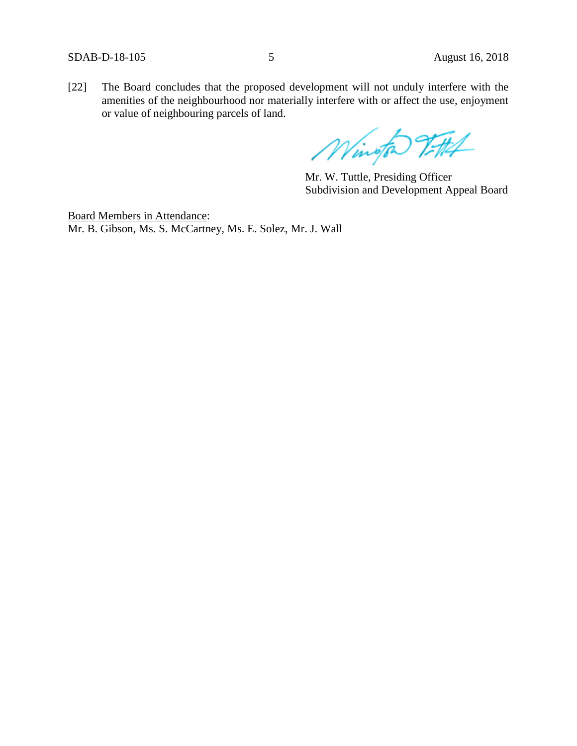[22] The Board concludes that the proposed development will not unduly interfere with the amenities of the neighbourhood nor materially interfere with or affect the use, enjoyment or value of neighbouring parcels of land.

Mr. W. Tuttle, Presiding Officer
Subdivision and Development Appeal Board

Board Members in Attendance:
Mr. B. Gibson, Ms. S. McCartney, Ms. E. Solez, Mr. J. Wall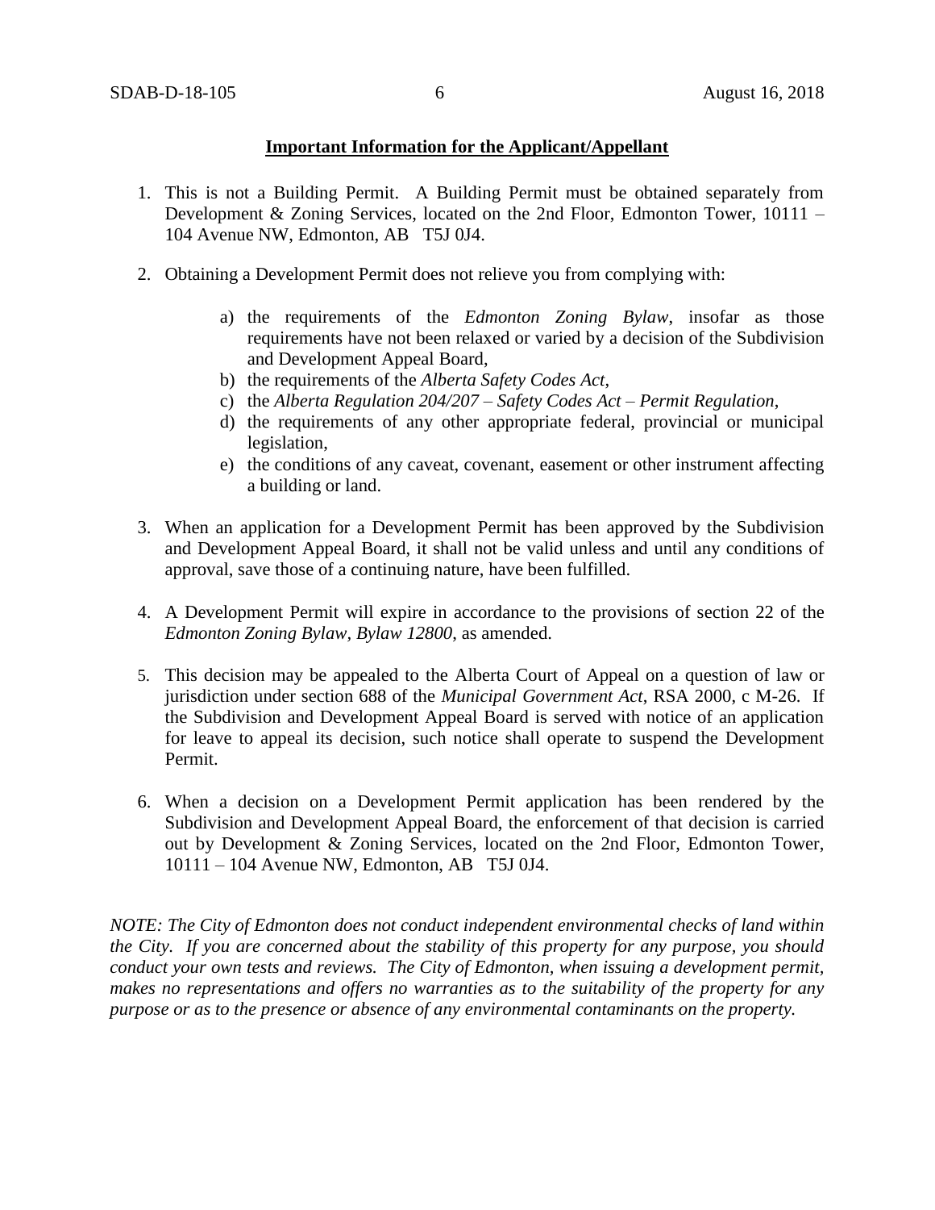**Important Information for the Applicant/Appellant**

1. This is not a Building Permit. A Building Permit must be obtained separately from Development & Zoning Services, located on the 2nd Floor, Edmonton Tower, 10111 – 104 Avenue NW, Edmonton, AB T5J 0J4.

2. Obtaining a Development Permit does not relieve you from complying with:

   a) the requirements of the *Edmonton Zoning Bylaw*, insofar as those requirements have not been relaxed or varied by a decision of the Subdivision and Development Appeal Board,
   b) the requirements of the *Alberta Safety Codes Act*,
   c) the *Alberta Regulation 204/207 – Safety Codes Act – Permit Regulation*,
   d) the requirements of any other appropriate federal, provincial or municipal legislation,
   e) the conditions of any caveat, covenant, easement or other instrument affecting a building or land.

3. When an application for a Development Permit has been approved by the Subdivision and Development Appeal Board, it shall not be valid unless and until any conditions of approval, save those of a continuing nature, have been fulfilled.

4. A Development Permit will expire in accordance to the provisions of section 22 of the *Edmonton Zoning Bylaw, Bylaw 12800*, as amended.

5. This decision may be appealed to the Alberta Court of Appeal on a question of law or jurisdiction under section 688 of the *Municipal Government Act*, RSA 2000, c M-26. If the Subdivision and Development Appeal Board is served with notice of an application for leave to appeal its decision, such notice shall operate to suspend the Development Permit.

6. When a decision on a Development Permit application has been rendered by the Subdivision and Development Appeal Board, the enforcement of that decision is carried out by Development & Zoning Services, located on the 2nd Floor, Edmonton Tower, 10111 – 104 Avenue NW, Edmonton, AB T5J 0J4.

*NOTE: The City of Edmonton does not conduct independent environmental checks of land within the City. If you are concerned about the stability of this property for any purpose, you should conduct your own tests and reviews. The City of Edmonton, when issuing a development permit, makes no representations and offers no warranties as to the suitability of the property for any purpose or as to the presence or absence of any environmental contaminants on the property.*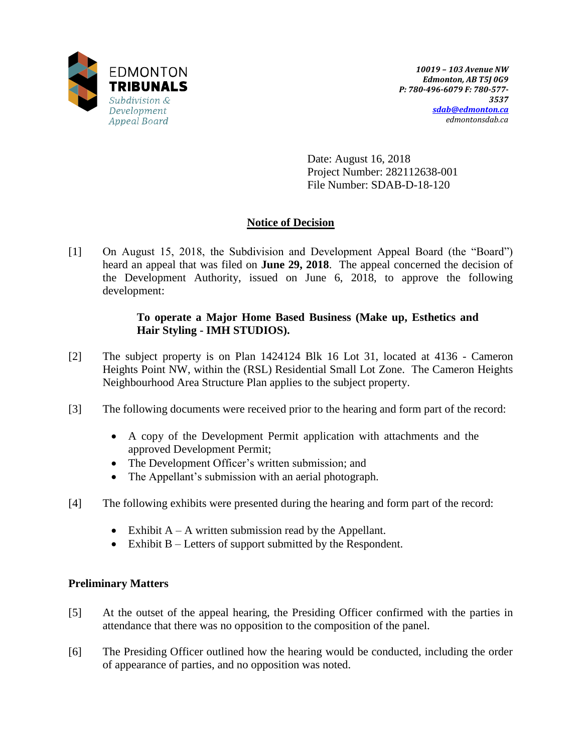EDMONTON
**TRIBUNALS**
*Subdivision & Development Appeal Board*

*10019 – 103 Avenue NW*
*Edmonton, AB T5J 0G9*
*P: 780-496-6079 F: 780-577-3537*
*sdab@edmonton.ca*
*edmontonsdab.ca*

Date: August 16, 2018
Project Number: 282112638-001
File Number: SDAB-D-18-120

## Notice of Decision

[1] On August 15, 2018, the Subdivision and Development Appeal Board (the "Board") heard an appeal that was filed on **June 29, 2018**. The appeal concerned the decision of the Development Authority, issued on June 6, 2018, to approve the following development:

> **To operate a Major Home Based Business (Make up, Esthetics and Hair Styling - IMH STUDIOS).**

[2] The subject property is on Plan 1424124 Blk 16 Lot 31, located at 4136 - Cameron Heights Point NW, within the (RSL) Residential Small Lot Zone. The Cameron Heights Neighbourhood Area Structure Plan applies to the subject property.

[3] The following documents were received prior to the hearing and form part of the record:

- A copy of the Development Permit application with attachments and the approved Development Permit;
- The Development Officer's written submission; and
- The Appellant's submission with an aerial photograph.

[4] The following exhibits were presented during the hearing and form part of the record:

- Exhibit A – A written submission read by the Appellant.
- Exhibit B – Letters of support submitted by the Respondent.

### Preliminary Matters

[5] At the outset of the appeal hearing, the Presiding Officer confirmed with the parties in attendance that there was no opposition to the composition of the panel.

[6] The Presiding Officer outlined how the hearing would be conducted, including the order of appearance of parties, and no opposition was noted.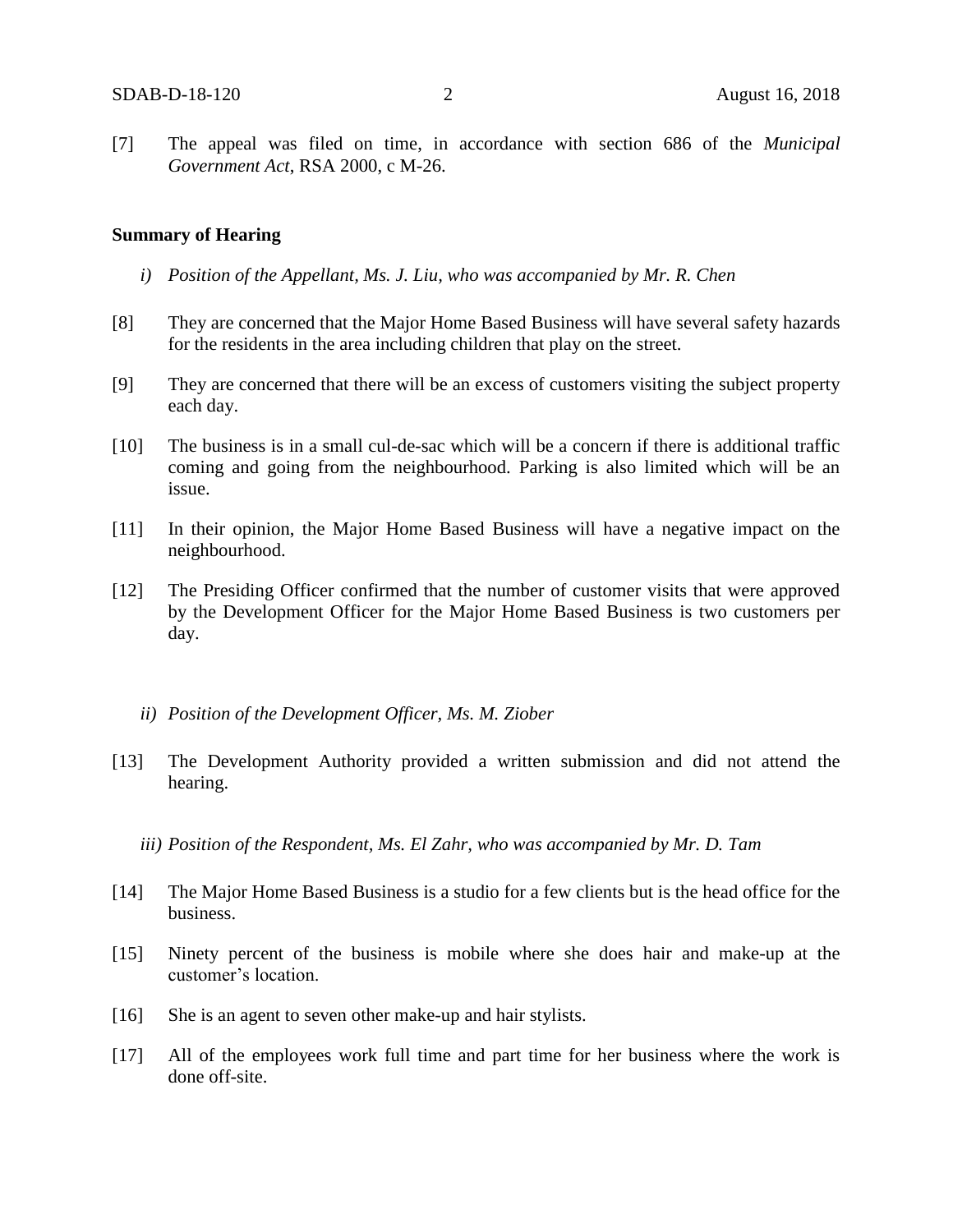[7] The appeal was filed on time, in accordance with section 686 of the *Municipal Government Act*, RSA 2000, c M-26.

**Summary of Hearing**

*i) Position of the Appellant, Ms. J. Liu, who was accompanied by Mr. R. Chen*

[8] They are concerned that the Major Home Based Business will have several safety hazards for the residents in the area including children that play on the street.

[9] They are concerned that there will be an excess of customers visiting the subject property each day.

[10] The business is in a small cul-de-sac which will be a concern if there is additional traffic coming and going from the neighbourhood. Parking is also limited which will be an issue.

[11] In their opinion, the Major Home Based Business will have a negative impact on the neighbourhood.

[12] The Presiding Officer confirmed that the number of customer visits that were approved by the Development Officer for the Major Home Based Business is two customers per day.

*ii) Position of the Development Officer, Ms. M. Ziober*

[13] The Development Authority provided a written submission and did not attend the hearing.

*iii) Position of the Respondent, Ms. El Zahr, who was accompanied by Mr. D. Tam*

[14] The Major Home Based Business is a studio for a few clients but is the head office for the business.

[15] Ninety percent of the business is mobile where she does hair and make-up at the customer's location.

[16] She is an agent to seven other make-up and hair stylists.

[17] All of the employees work full time and part time for her business where the work is done off-site.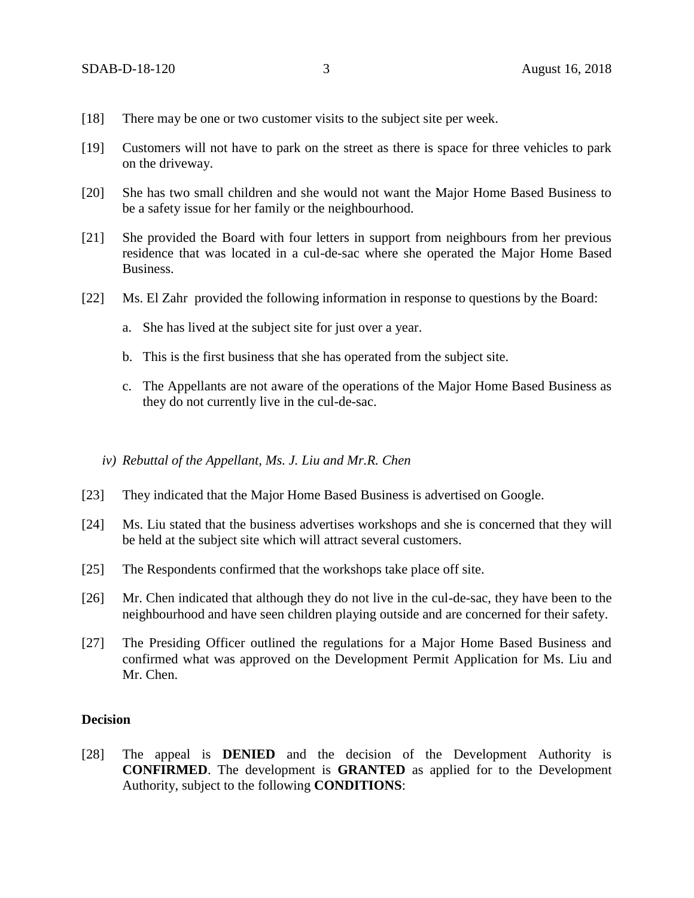[18] There may be one or two customer visits to the subject site per week.

[19] Customers will not have to park on the street as there is space for three vehicles to park on the driveway.

[20] She has two small children and she would not want the Major Home Based Business to be a safety issue for her family or the neighbourhood.

[21] She provided the Board with four letters in support from neighbours from her previous residence that was located in a cul-de-sac where she operated the Major Home Based Business.

[22] Ms. El Zahr provided the following information in response to questions by the Board:

a. She has lived at the subject site for just over a year.

b. This is the first business that she has operated from the subject site.

c. The Appellants are not aware of the operations of the Major Home Based Business as they do not currently live in the cul-de-sac.

*iv) Rebuttal of the Appellant, Ms. J. Liu and Mr.R. Chen*

[23] They indicated that the Major Home Based Business is advertised on Google.

[24] Ms. Liu stated that the business advertises workshops and she is concerned that they will be held at the subject site which will attract several customers.

[25] The Respondents confirmed that the workshops take place off site.

[26] Mr. Chen indicated that although they do not live in the cul-de-sac, they have been to the neighbourhood and have seen children playing outside and are concerned for their safety.

[27] The Presiding Officer outlined the regulations for a Major Home Based Business and confirmed what was approved on the Development Permit Application for Ms. Liu and Mr. Chen.

## Decision

[28] The appeal is **DENIED** and the decision of the Development Authority is **CONFIRMED**. The development is **GRANTED** as applied for to the Development Authority, subject to the following **CONDITIONS**: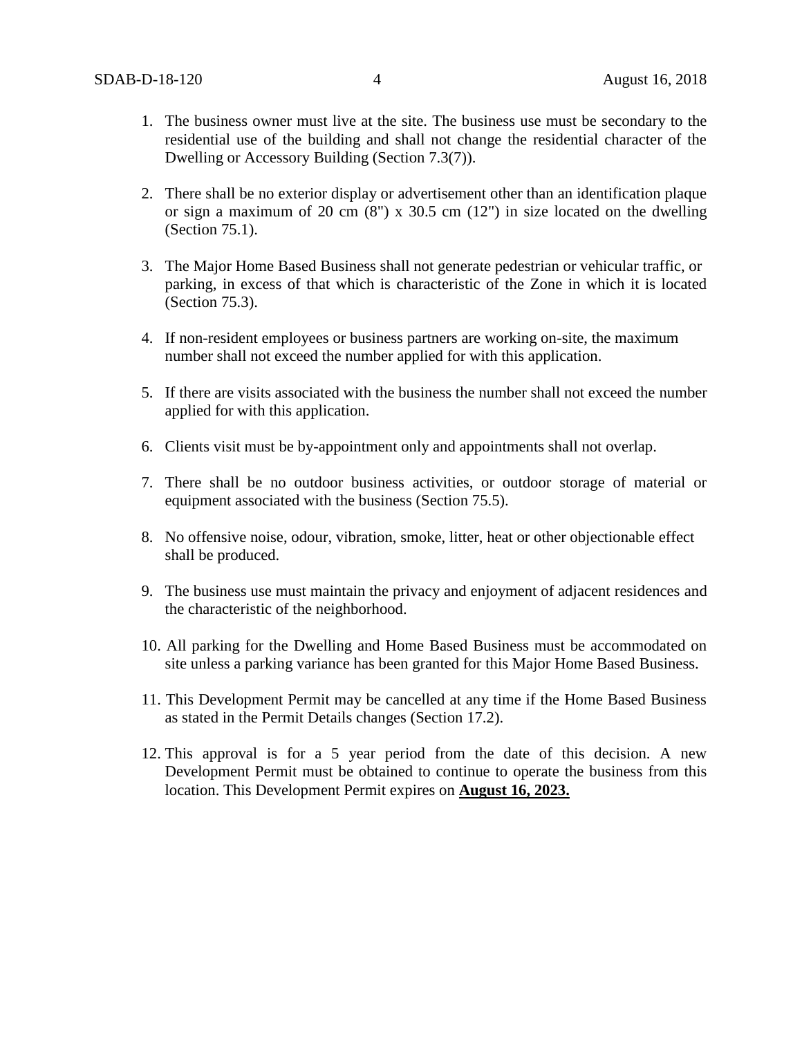1. The business owner must live at the site. The business use must be secondary to the residential use of the building and shall not change the residential character of the Dwelling or Accessory Building (Section 7.3(7)).

2. There shall be no exterior display or advertisement other than an identification plaque or sign a maximum of 20 cm (8") x 30.5 cm (12") in size located on the dwelling (Section 75.1).

3. The Major Home Based Business shall not generate pedestrian or vehicular traffic, or parking, in excess of that which is characteristic of the Zone in which it is located (Section 75.3).

4. If non-resident employees or business partners are working on-site, the maximum number shall not exceed the number applied for with this application.

5. If there are visits associated with the business the number shall not exceed the number applied for with this application.

6. Clients visit must be by-appointment only and appointments shall not overlap.

7. There shall be no outdoor business activities, or outdoor storage of material or equipment associated with the business (Section 75.5).

8. No offensive noise, odour, vibration, smoke, litter, heat or other objectionable effect shall be produced.

9. The business use must maintain the privacy and enjoyment of adjacent residences and the characteristic of the neighborhood.

10. All parking for the Dwelling and Home Based Business must be accommodated on site unless a parking variance has been granted for this Major Home Based Business.

11. This Development Permit may be cancelled at any time if the Home Based Business as stated in the Permit Details changes (Section 17.2).

12. This approval is for a 5 year period from the date of this decision. A new Development Permit must be obtained to continue to operate the business from this location. This Development Permit expires on **August 16, 2023.**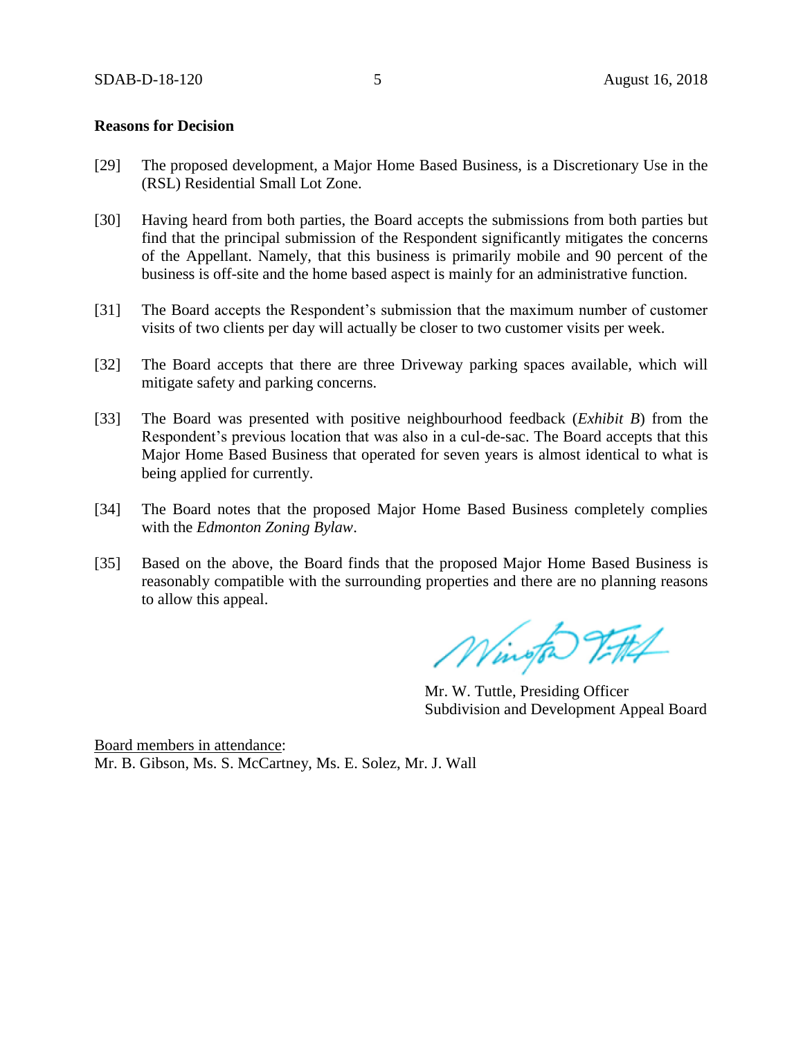**Reasons for Decision**

[29] The proposed development, a Major Home Based Business, is a Discretionary Use in the (RSL) Residential Small Lot Zone.

[30] Having heard from both parties, the Board accepts the submissions from both parties but find that the principal submission of the Respondent significantly mitigates the concerns of the Appellant. Namely, that this business is primarily mobile and 90 percent of the business is off-site and the home based aspect is mainly for an administrative function.

[31] The Board accepts the Respondent's submission that the maximum number of customer visits of two clients per day will actually be closer to two customer visits per week.

[32] The Board accepts that there are three Driveway parking spaces available, which will mitigate safety and parking concerns.

[33] The Board was presented with positive neighbourhood feedback (*Exhibit B*) from the Respondent's previous location that was also in a cul-de-sac. The Board accepts that this Major Home Based Business that operated for seven years is almost identical to what is being applied for currently.

[34] The Board notes that the proposed Major Home Based Business completely complies with the *Edmonton Zoning Bylaw*.

[35] Based on the above, the Board finds that the proposed Major Home Based Business is reasonably compatible with the surrounding properties and there are no planning reasons to allow this appeal.

Mr. W. Tuttle, Presiding Officer
Subdivision and Development Appeal Board

<u>Board members in attendance</u>:
Mr. B. Gibson, Ms. S. McCartney, Ms. E. Solez, Mr. J. Wall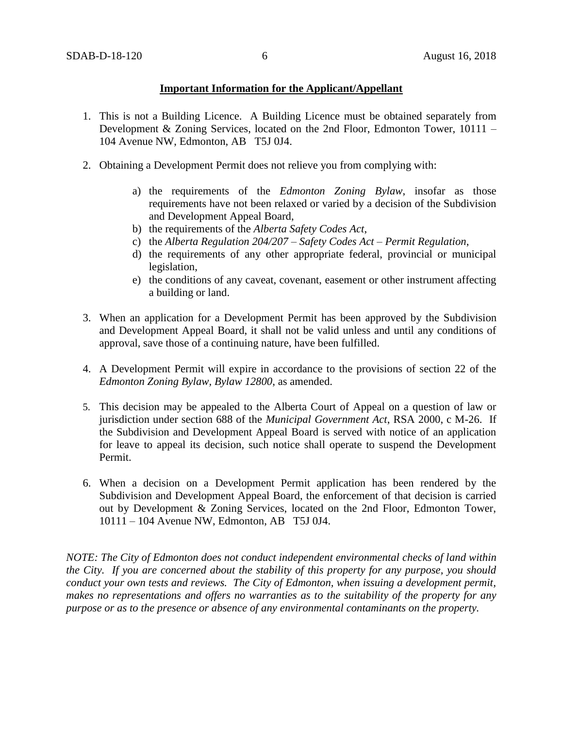**Important Information for the Applicant/Appellant**

1. This is not a Building Licence. A Building Licence must be obtained separately from Development & Zoning Services, located on the 2nd Floor, Edmonton Tower, 10111 – 104 Avenue NW, Edmonton, AB T5J 0J4.

2. Obtaining a Development Permit does not relieve you from complying with:

   a) the requirements of the *Edmonton Zoning Bylaw*, insofar as those requirements have not been relaxed or varied by a decision of the Subdivision and Development Appeal Board,
   b) the requirements of the *Alberta Safety Codes Act*,
   c) the *Alberta Regulation 204/207 – Safety Codes Act – Permit Regulation*,
   d) the requirements of any other appropriate federal, provincial or municipal legislation,
   e) the conditions of any caveat, covenant, easement or other instrument affecting a building or land.

3. When an application for a Development Permit has been approved by the Subdivision and Development Appeal Board, it shall not be valid unless and until any conditions of approval, save those of a continuing nature, have been fulfilled.

4. A Development Permit will expire in accordance to the provisions of section 22 of the *Edmonton Zoning Bylaw, Bylaw 12800*, as amended.

5. This decision may be appealed to the Alberta Court of Appeal on a question of law or jurisdiction under section 688 of the *Municipal Government Act*, RSA 2000, c M-26. If the Subdivision and Development Appeal Board is served with notice of an application for leave to appeal its decision, such notice shall operate to suspend the Development Permit.

6. When a decision on a Development Permit application has been rendered by the Subdivision and Development Appeal Board, the enforcement of that decision is carried out by Development & Zoning Services, located on the 2nd Floor, Edmonton Tower, 10111 – 104 Avenue NW, Edmonton, AB T5J 0J4.

*NOTE: The City of Edmonton does not conduct independent environmental checks of land within the City. If you are concerned about the stability of this property for any purpose, you should conduct your own tests and reviews. The City of Edmonton, when issuing a development permit, makes no representations and offers no warranties as to the suitability of the property for any purpose or as to the presence or absence of any environmental contaminants on the property.*